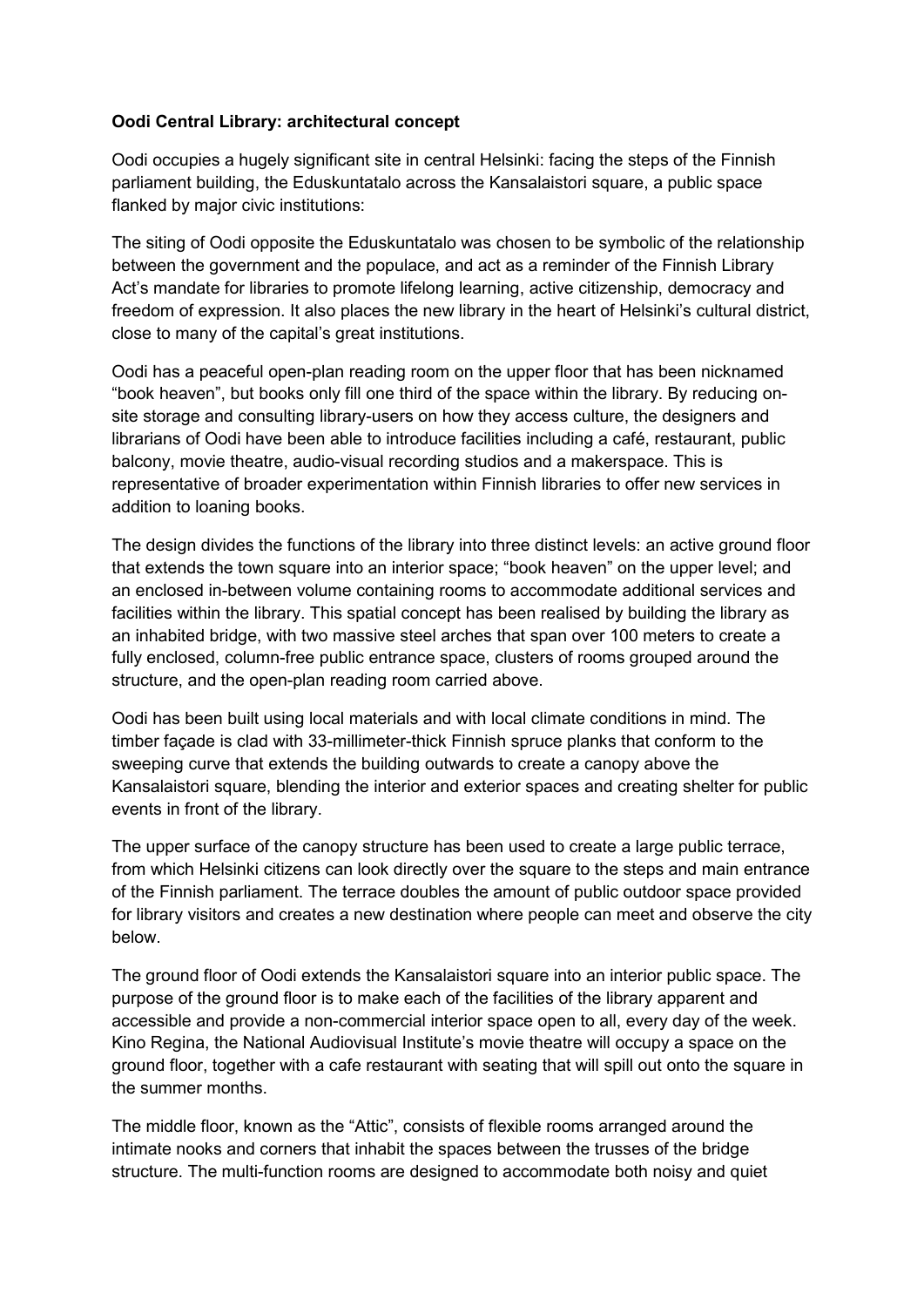**Oodi Central Library: architectural concept**

Oodi occupies a hugely significant site in central Helsinki: facing the steps of the Finnish parliament building, the Eduskuntatalo across the Kansalaistori square, a public space flanked by major civic institutions:

The siting of Oodi opposite the Eduskuntatalo was chosen to be symbolic of the relationship between the government and the populace, and act as a reminder of the Finnish Library Act's mandate for libraries to promote lifelong learning, active citizenship, democracy and freedom of expression. It also places the new library in the heart of Helsinki's cultural district, close to many of the capital's great institutions.

Oodi has a peaceful open-plan reading room on the upper floor that has been nicknamed "book heaven", but books only fill one third of the space within the library. By reducing on-site storage and consulting library-users on how they access culture, the designers and librarians of Oodi have been able to introduce facilities including a café, restaurant, public balcony, movie theatre, audio-visual recording studios and a makerspace. This is representative of broader experimentation within Finnish libraries to offer new services in addition to loaning books.

The design divides the functions of the library into three distinct levels: an active ground floor that extends the town square into an interior space; "book heaven" on the upper level; and an enclosed in-between volume containing rooms to accommodate additional services and facilities within the library. This spatial concept has been realised by building the library as an inhabited bridge, with two massive steel arches that span over 100 meters to create a fully enclosed, column-free public entrance space, clusters of rooms grouped around the structure, and the open-plan reading room carried above.

Oodi has been built using local materials and with local climate conditions in mind. The timber façade is clad with 33-millimeter-thick Finnish spruce planks that conform to the sweeping curve that extends the building outwards to create a canopy above the Kansalaistori square, blending the interior and exterior spaces and creating shelter for public events in front of the library.

The upper surface of the canopy structure has been used to create a large public terrace, from which Helsinki citizens can look directly over the square to the steps and main entrance of the Finnish parliament. The terrace doubles the amount of public outdoor space provided for library visitors and creates a new destination where people can meet and observe the city below.

The ground floor of Oodi extends the Kansalaistori square into an interior public space. The purpose of the ground floor is to make each of the facilities of the library apparent and accessible and provide a non-commercial interior space open to all, every day of the week. Kino Regina, the National Audiovisual Institute's movie theatre will occupy a space on the ground floor, together with a cafe restaurant with seating that will spill out onto the square in the summer months.

The middle floor, known as the "Attic", consists of flexible rooms arranged around the intimate nooks and corners that inhabit the spaces between the trusses of the bridge structure. The multi-function rooms are designed to accommodate both noisy and quiet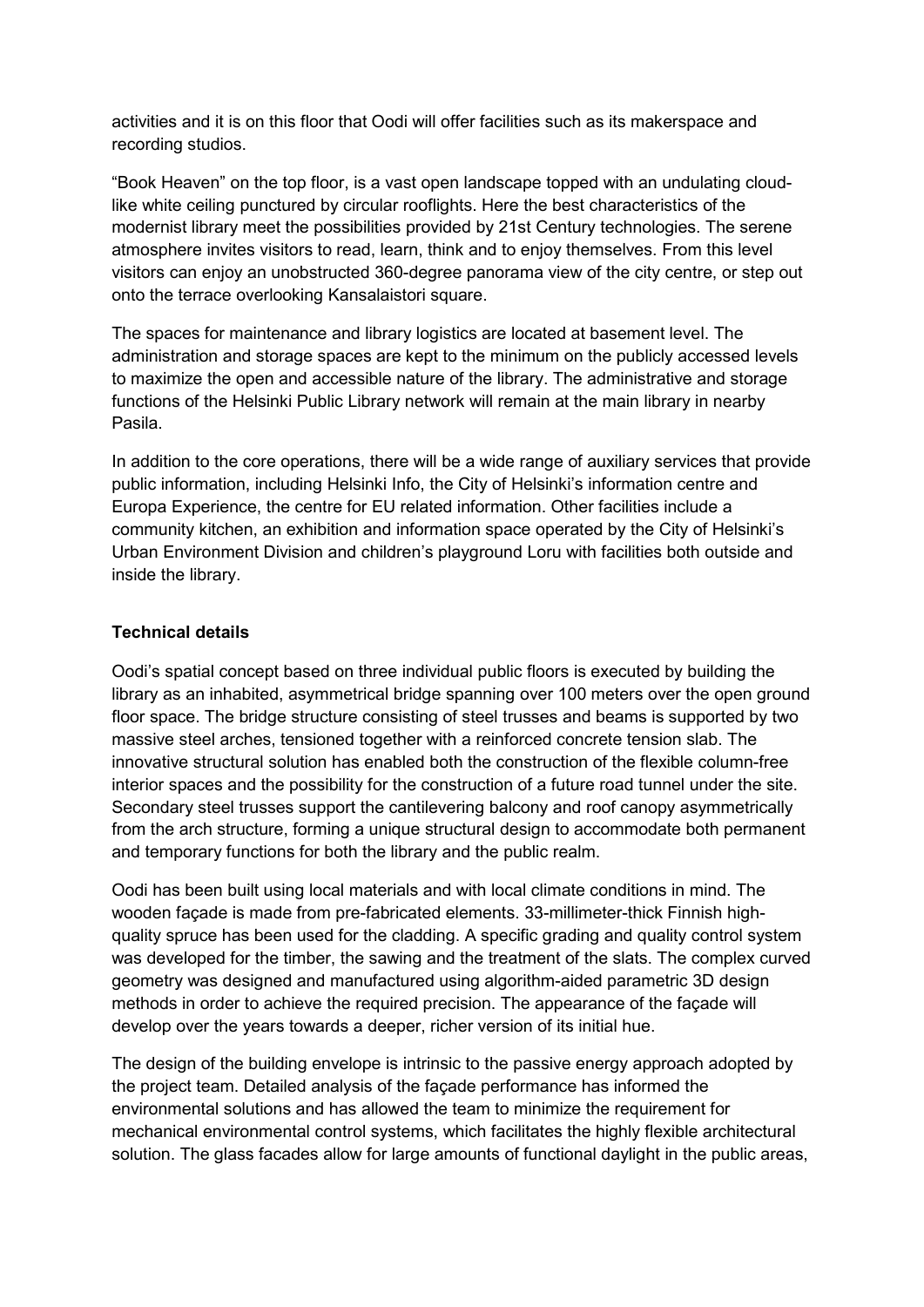activities and it is on this floor that Oodi will offer facilities such as its makerspace and recording studios.

"Book Heaven" on the top floor, is a vast open landscape topped with an undulating cloud-like white ceiling punctured by circular rooflights. Here the best characteristics of the modernist library meet the possibilities provided by 21st Century technologies. The serene atmosphere invites visitors to read, learn, think and to enjoy themselves. From this level visitors can enjoy an unobstructed 360-degree panorama view of the city centre, or step out onto the terrace overlooking Kansalaistori square.

The spaces for maintenance and library logistics are located at basement level. The administration and storage spaces are kept to the minimum on the publicly accessed levels to maximize the open and accessible nature of the library. The administrative and storage functions of the Helsinki Public Library network will remain at the main library in nearby Pasila.

In addition to the core operations, there will be a wide range of auxiliary services that provide public information, including Helsinki Info, the City of Helsinki's information centre and Europa Experience, the centre for EU related information. Other facilities include a community kitchen, an exhibition and information space operated by the City of Helsinki's Urban Environment Division and children's playground Loru with facilities both outside and inside the library.

**Technical details**

Oodi's spatial concept based on three individual public floors is executed by building the library as an inhabited, asymmetrical bridge spanning over 100 meters over the open ground floor space. The bridge structure consisting of steel trusses and beams is supported by two massive steel arches, tensioned together with a reinforced concrete tension slab. The innovative structural solution has enabled both the construction of the flexible column-free interior spaces and the possibility for the construction of a future road tunnel under the site. Secondary steel trusses support the cantilevering balcony and roof canopy asymmetrically from the arch structure, forming a unique structural design to accommodate both permanent and temporary functions for both the library and the public realm.

Oodi has been built using local materials and with local climate conditions in mind. The wooden façade is made from pre-fabricated elements. 33-millimeter-thick Finnish high-quality spruce has been used for the cladding. A specific grading and quality control system was developed for the timber, the sawing and the treatment of the slats. The complex curved geometry was designed and manufactured using algorithm-aided parametric 3D design methods in order to achieve the required precision. The appearance of the façade will develop over the years towards a deeper, richer version of its initial hue.

The design of the building envelope is intrinsic to the passive energy approach adopted by the project team. Detailed analysis of the façade performance has informed the environmental solutions and has allowed the team to minimize the requirement for mechanical environmental control systems, which facilitates the highly flexible architectural solution. The glass facades allow for large amounts of functional daylight in the public areas,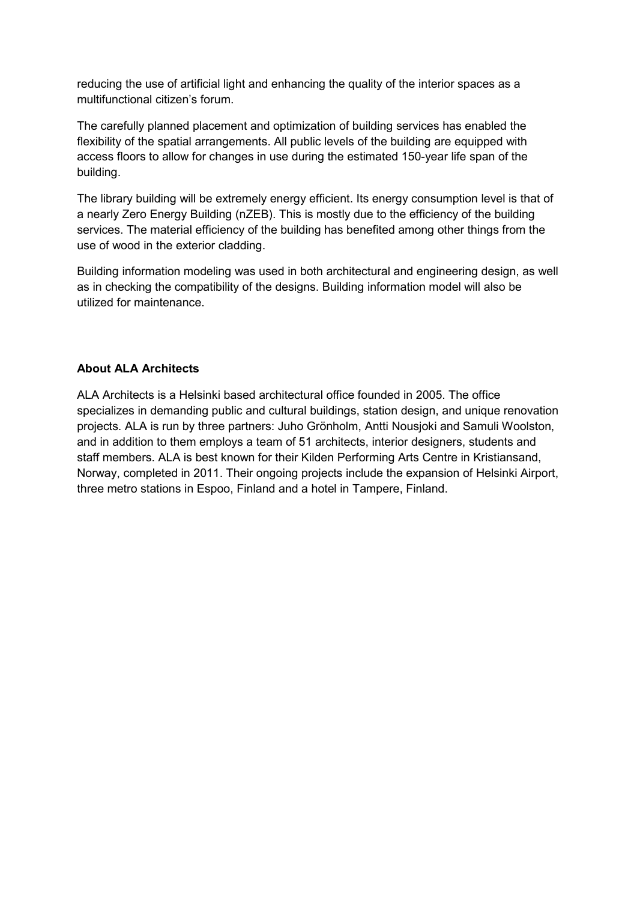reducing the use of artificial light and enhancing the quality of the interior spaces as a multifunctional citizen's forum.

The carefully planned placement and optimization of building services has enabled the flexibility of the spatial arrangements. All public levels of the building are equipped with access floors to allow for changes in use during the estimated 150-year life span of the building.

The library building will be extremely energy efficient. Its energy consumption level is that of a nearly Zero Energy Building (nZEB). This is mostly due to the efficiency of the building services. The material efficiency of the building has benefited among other things from the use of wood in the exterior cladding.

Building information modeling was used in both architectural and engineering design, as well as in checking the compatibility of the designs. Building information model will also be utilized for maintenance.

**About ALA Architects**

ALA Architects is a Helsinki based architectural office founded in 2005. The office specializes in demanding public and cultural buildings, station design, and unique renovation projects. ALA is run by three partners: Juho Grönholm, Antti Nousjoki and Samuli Woolston, and in addition to them employs a team of 51 architects, interior designers, students and staff members. ALA is best known for their Kilden Performing Arts Centre in Kristiansand, Norway, completed in 2011. Their ongoing projects include the expansion of Helsinki Airport, three metro stations in Espoo, Finland and a hotel in Tampere, Finland.